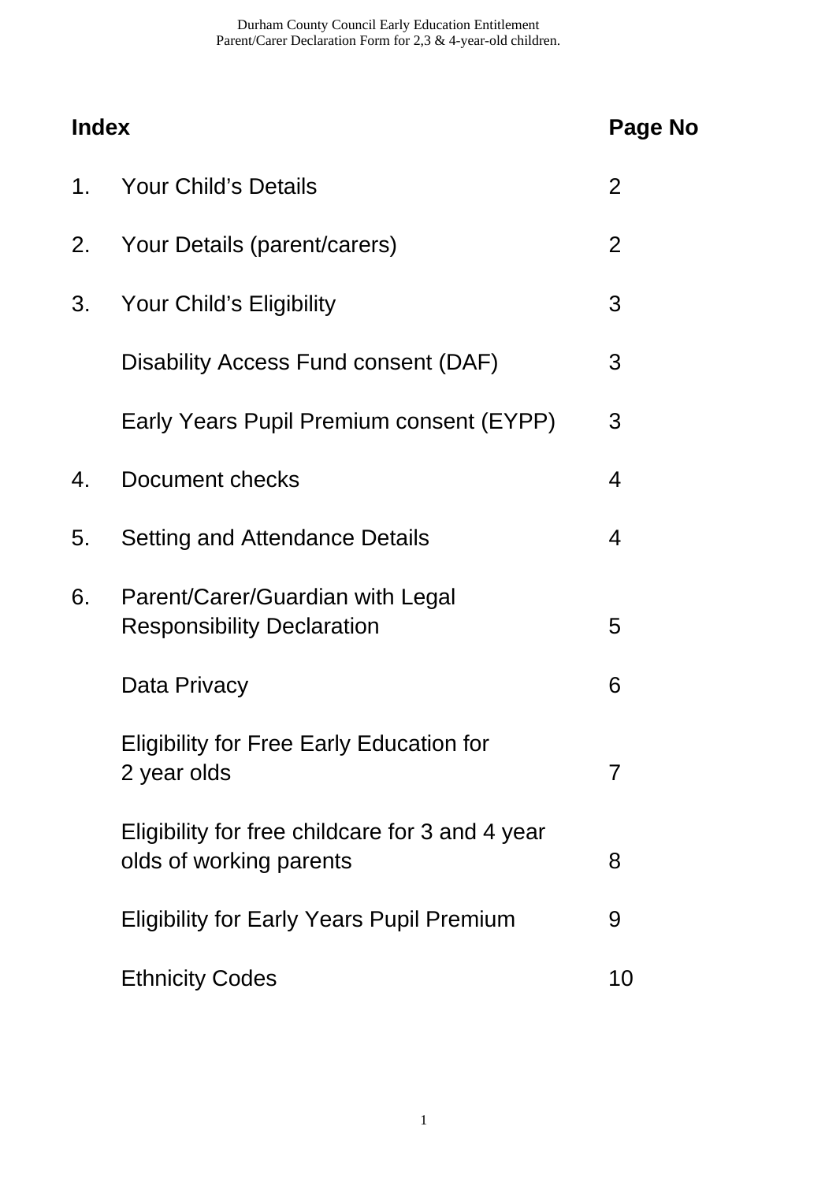| Index | | Page No |
|---|---|---|
| 1. | Your Child's Details | 2 |
| 2. | Your Details (parent/carers) | 2 |
| 3. | Your Child's Eligibility | 3 |
| | Disability Access Fund consent (DAF) | 3 |
| | Early Years Pupil Premium consent (EYPP) | 3 |
| 4. | Document checks | 4 |
| 5. | Setting and Attendance Details | 4 |
| 6. | Parent/Carer/Guardian with Legal Responsibility Declaration | 5 |
| | Data Privacy | 6 |
| | Eligibility for Free Early Education for 2 year olds | 7 |
| | Eligibility for free childcare for 3 and 4 year olds of working parents | 8 |
| | Eligibility for Early Years Pupil Premium | 9 |
| | Ethnicity Codes | 10 |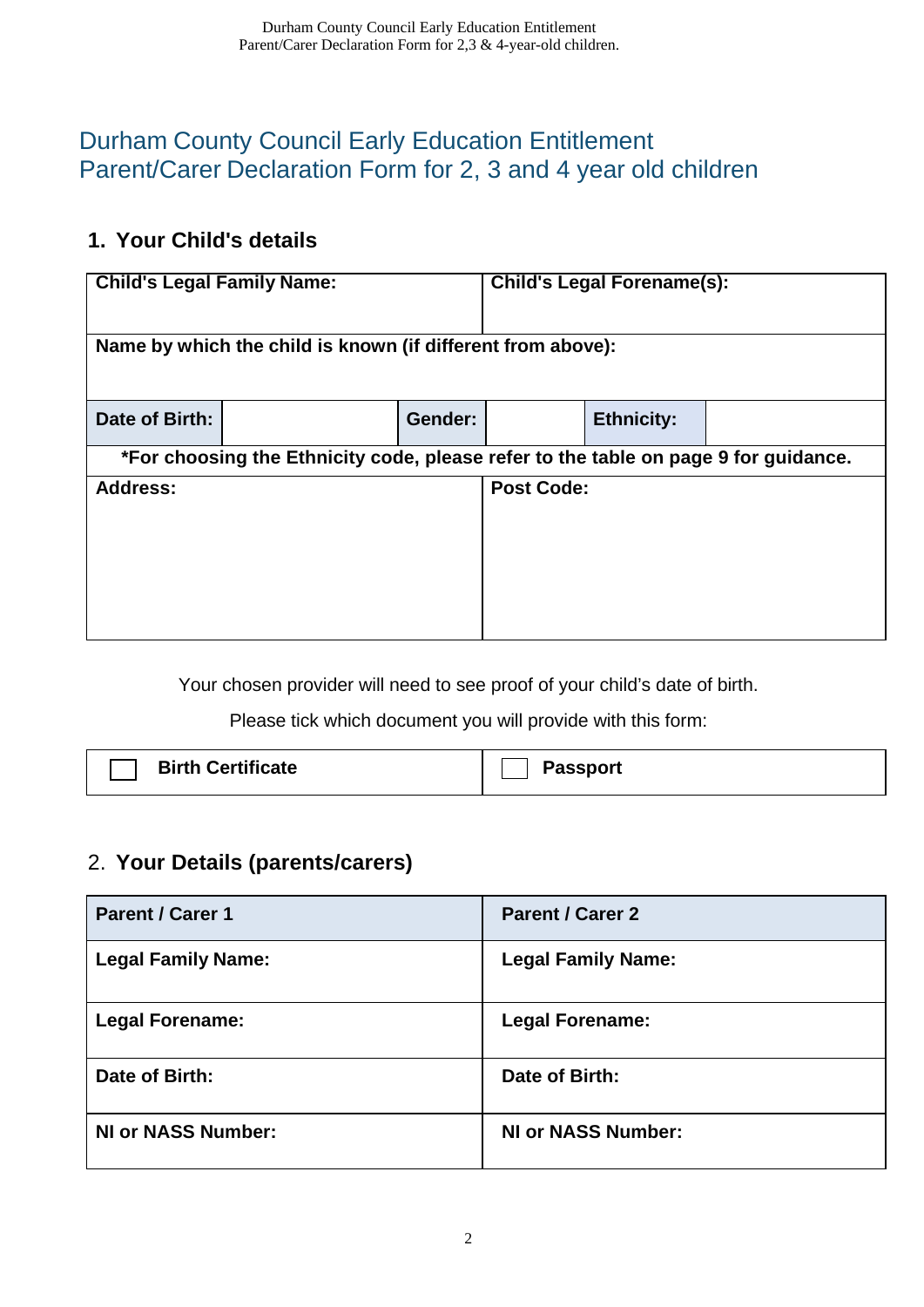# Durham County Council Early Education Entitlement Parent/Carer Declaration Form for 2, 3 and 4 year old children

## 1. Your Child's details

| **Child's Legal Family Name:** | | | **Child's Legal Forename(s):** | | |
|---|---|---|---|---|---|
| **Name by which the child is known (if different from above):** | | | | | |
| **Date of Birth:** | | **Gender:** | | **Ethnicity:** | |
| ***For choosing the Ethnicity code, please refer to the table on page 9 for guidance.** | | | | | |
| **Address:** | | | **Post Code:** | | |

Your chosen provider will need to see proof of your child's date of birth.

Please tick which document you will provide with this form:

| ☐ **Birth Certificate** | ☐ **Passport** |
|---|---|

## 2. Your Details (parents/carers)

| **Parent / Carer 1** | **Parent / Carer 2** |
|---|---|
| **Legal Family Name:** | **Legal Family Name:** |
| **Legal Forename:** | **Legal Forename:** |
| **Date of Birth:** | **Date of Birth:** |
| **NI or NASS Number:** | **NI or NASS Number:** |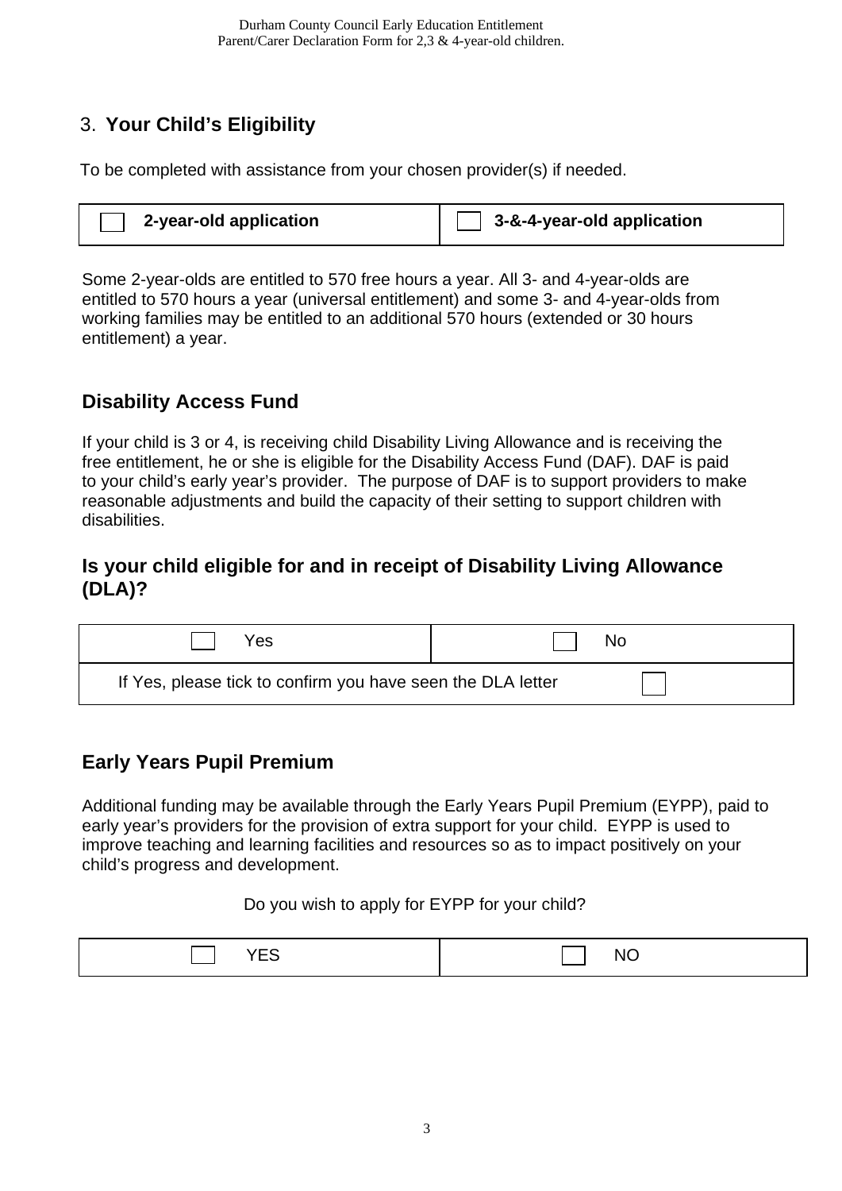## 3. **Your Child's Eligibility**

To be completed with assistance from your chosen provider(s) if needed.

| ☐ **2-year-old application** | ☐ **3-&-4-year-old application** |
|---|---|

Some 2-year-olds are entitled to 570 free hours a year. All 3- and 4-year-olds are entitled to 570 hours a year (universal entitlement) and some 3- and 4-year-olds from working families may be entitled to an additional 570 hours (extended or 30 hours entitlement) a year.

### Disability Access Fund

If your child is 3 or 4, is receiving child Disability Living Allowance and is receiving the free entitlement, he or she is eligible for the Disability Access Fund (DAF). DAF is paid to your child's early year's provider. The purpose of DAF is to support providers to make reasonable adjustments and build the capacity of their setting to support children with disabilities.

### Is your child eligible for and in receipt of Disability Living Allowance (DLA)?

| ☐ Yes | ☐ No |
|---|---|
| If Yes, please tick to confirm you have seen the DLA letter | ☐ |

### Early Years Pupil Premium

Additional funding may be available through the Early Years Pupil Premium (EYPP), paid to early year's providers for the provision of extra support for your child. EYPP is used to improve teaching and learning facilities and resources so as to impact positively on your child's progress and development.

Do you wish to apply for EYPP for your child?

| ☐ YES | ☐ NO |
|---|---|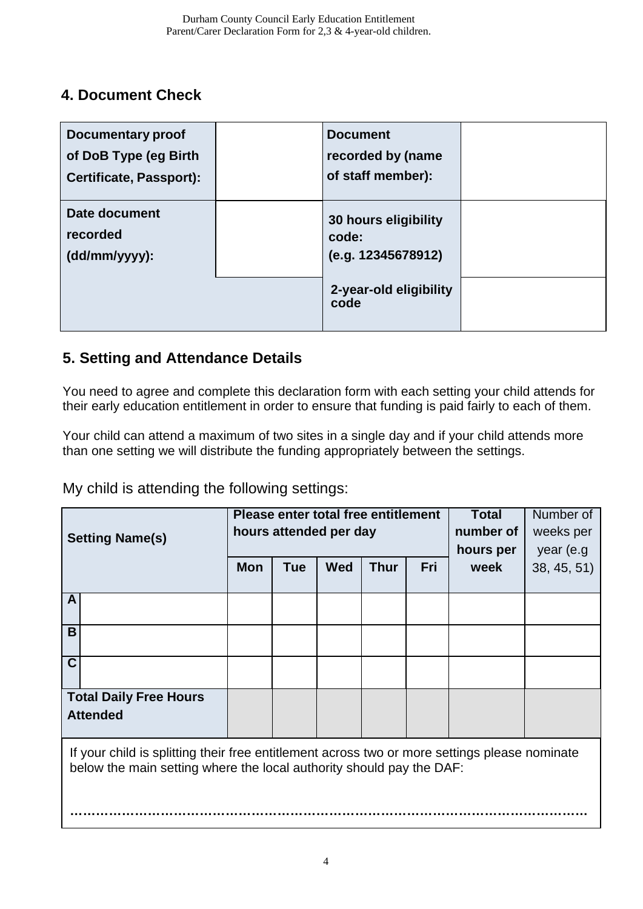## 4. Document Check

| **Documentary proof of DoB Type (eg Birth Certificate, Passport):** | | **Document recorded by (name of staff member):** | |
|---|---|---|---|
| **Date document recorded (dd/mm/yyyy):** | | **30 hours eligibility code: (e.g. 12345678912)** | |
| | | **2-year-old eligibility code** | |

## 5. Setting and Attendance Details

You need to agree and complete this declaration form with each setting your child attends for their early education entitlement in order to ensure that funding is paid fairly to each of them.

Your child can attend a maximum of two sites in a single day and if your child attends more than one setting we will distribute the funding appropriately between the settings.

My child is attending the following settings:

| **Setting Name(s)** | | **Please enter total free entitlement hours attended per day** | | | | | **Total number of hours per week** | Number of weeks per year (e.g 38, 45, 51) |
|---|---|---|---|---|---|---|---|---|
| | | **Mon** | **Tue** | **Wed** | **Thur** | **Fri** | | |
| **A** | | | | | | | | |
| **B** | | | | | | | | |
| **C** | | | | | | | | |
| **Total Daily Free Hours Attended** | | | | | | | | |

If your child is splitting their free entitlement across two or more settings please nominate below the main setting where the local authority should pay the DAF:

……………………………………………………………………………………………………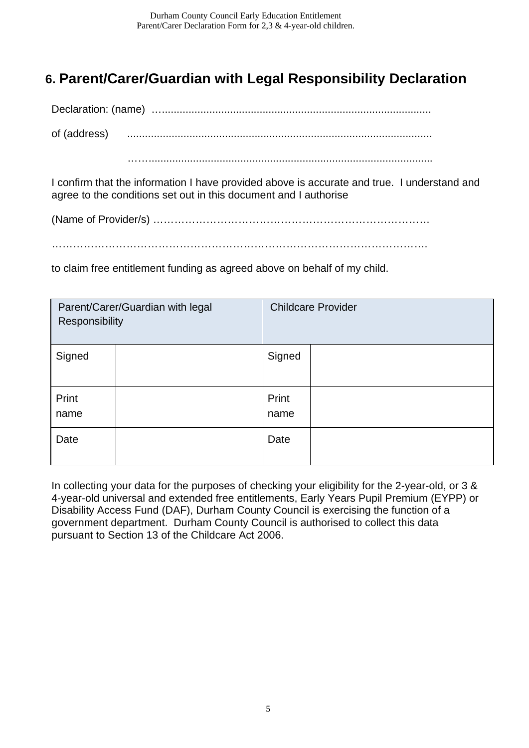## 6. Parent/Carer/Guardian with Legal Responsibility Declaration

Declaration: (name) …..........................................................................................

of (address) .....................................................................................................

……..............................................................................................

I confirm that the information I have provided above is accurate and true. I understand and agree to the conditions set out in this document and I authorise

(Name of Provider/s) ……………………………………………………………………

……………………………………………………………………………………………….

to claim free entitlement funding as agreed above on behalf of my child.

| Parent/Carer/Guardian with legal Responsibility | | Childcare Provider | |
|---|---|---|---|
| Signed | | Signed | |
| Print name | | Print name | |
| Date | | Date | |

In collecting your data for the purposes of checking your eligibility for the 2-year-old, or 3 & 4-year-old universal and extended free entitlements, Early Years Pupil Premium (EYPP) or Disability Access Fund (DAF), Durham County Council is exercising the function of a government department. Durham County Council is authorised to collect this data pursuant to Section 13 of the Childcare Act 2006.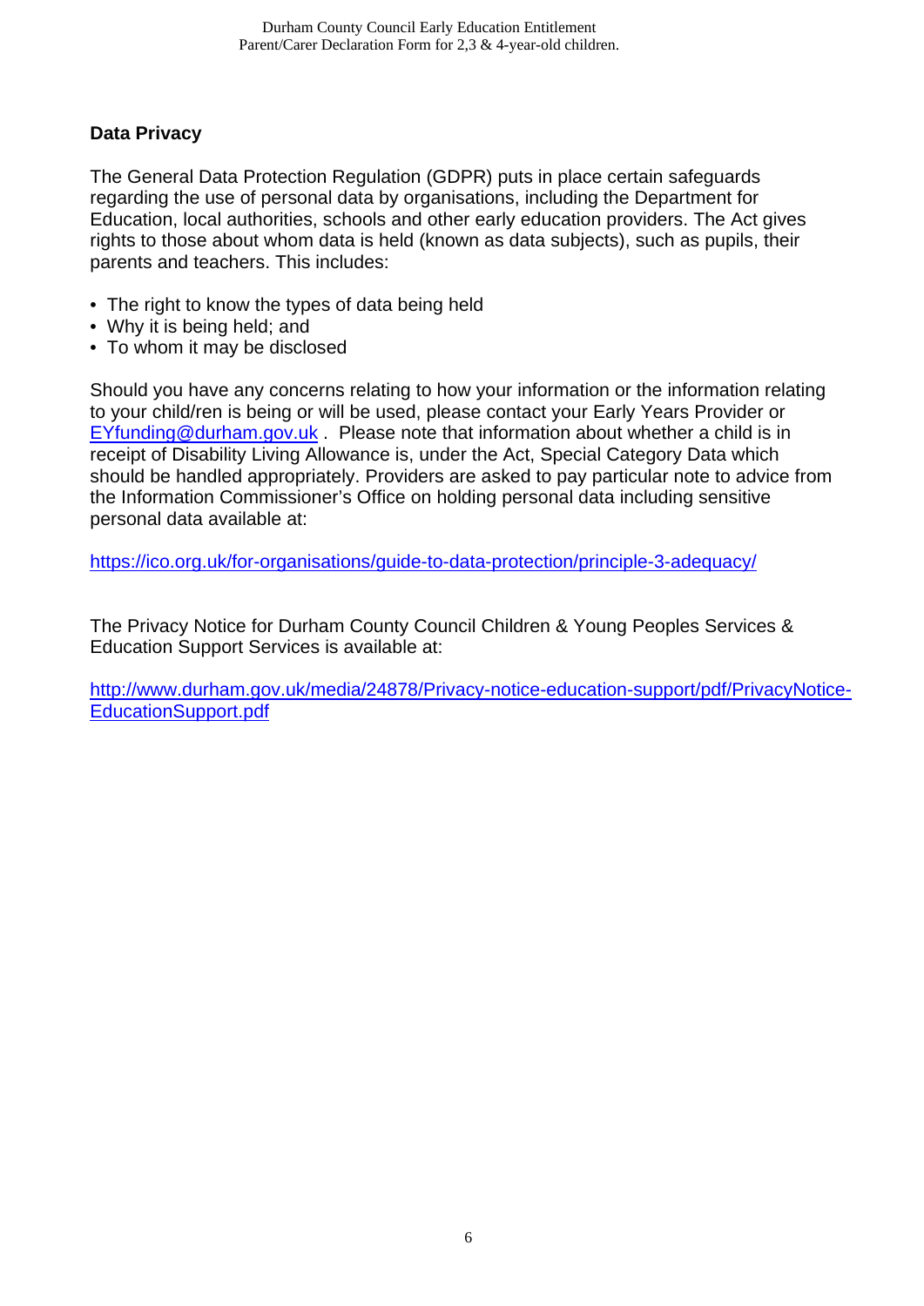## Data Privacy

The General Data Protection Regulation (GDPR) puts in place certain safeguards regarding the use of personal data by organisations, including the Department for Education, local authorities, schools and other early education providers. The Act gives rights to those about whom data is held (known as data subjects), such as pupils, their parents and teachers. This includes:

- The right to know the types of data being held
- Why it is being held; and
- To whom it may be disclosed

Should you have any concerns relating to how your information or the information relating to your child/ren is being or will be used, please contact your Early Years Provider or EYfunding@durham.gov.uk . Please note that information about whether a child is in receipt of Disability Living Allowance is, under the Act, Special Category Data which should be handled appropriately. Providers are asked to pay particular note to advice from the Information Commissioner's Office on holding personal data including sensitive personal data available at:

https://ico.org.uk/for-organisations/guide-to-data-protection/principle-3-adequacy/

The Privacy Notice for Durham County Council Children & Young Peoples Services & Education Support Services is available at:

http://www.durham.gov.uk/media/24878/Privacy-notice-education-support/pdf/PrivacyNotice-EducationSupport.pdf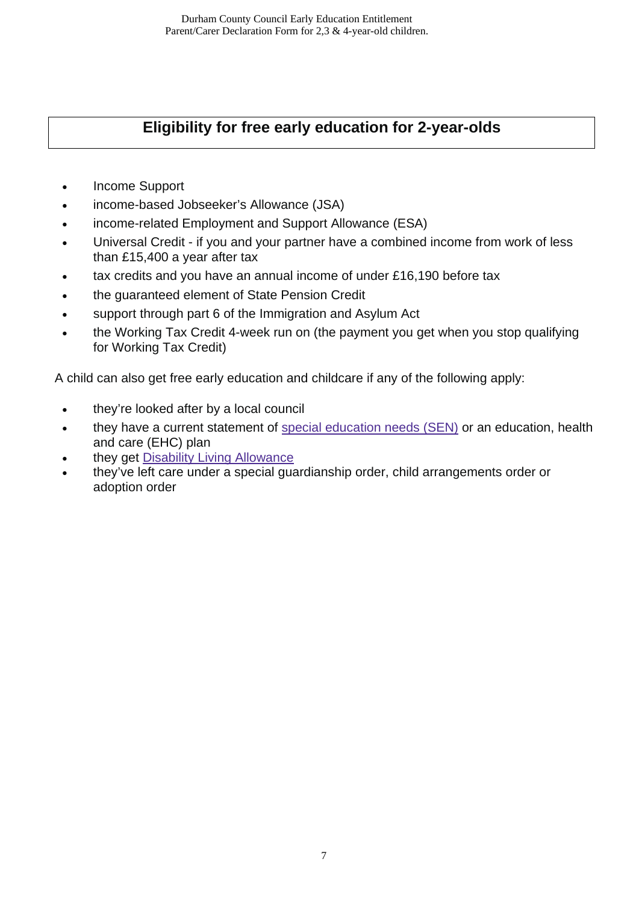## Eligibility for free early education for 2-year-olds

- Income Support
- income-based Jobseeker's Allowance (JSA)
- income-related Employment and Support Allowance (ESA)
- Universal Credit - if you and your partner have a combined income from work of less than £15,400 a year after tax
- tax credits and you have an annual income of under £16,190 before tax
- the guaranteed element of State Pension Credit
- support through part 6 of the Immigration and Asylum Act
- the Working Tax Credit 4-week run on (the payment you get when you stop qualifying for Working Tax Credit)

A child can also get free early education and childcare if any of the following apply:

- they're looked after by a local council
- they have a current statement of special education needs (SEN) or an education, health and care (EHC) plan
- they get Disability Living Allowance
- they've left care under a special guardianship order, child arrangements order or adoption order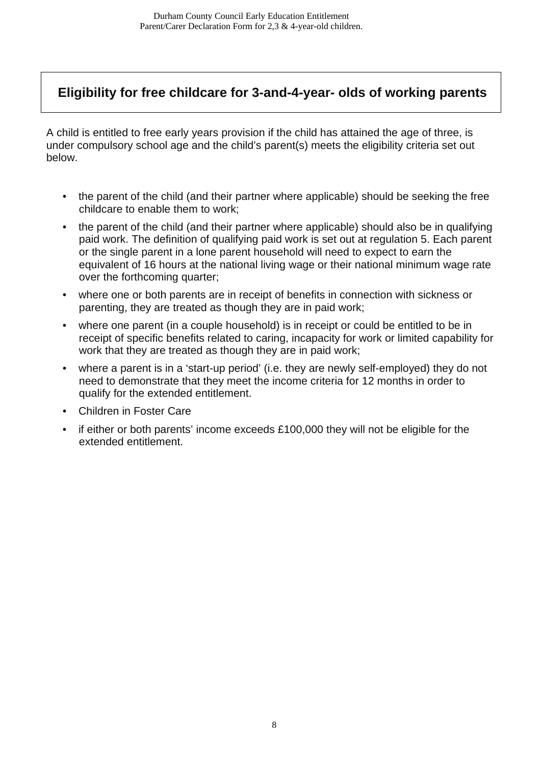## Eligibility for free childcare for 3-and-4-year- olds of working parents

A child is entitled to free early years provision if the child has attained the age of three, is under compulsory school age and the child's parent(s) meets the eligibility criteria set out below.

- the parent of the child (and their partner where applicable) should be seeking the free childcare to enable them to work;
- the parent of the child (and their partner where applicable) should also be in qualifying paid work. The definition of qualifying paid work is set out at regulation 5. Each parent or the single parent in a lone parent household will need to expect to earn the equivalent of 16 hours at the national living wage or their national minimum wage rate over the forthcoming quarter;
- where one or both parents are in receipt of benefits in connection with sickness or parenting, they are treated as though they are in paid work;
- where one parent (in a couple household) is in receipt or could be entitled to be in receipt of specific benefits related to caring, incapacity for work or limited capability for work that they are treated as though they are in paid work;
- where a parent is in a 'start-up period' (i.e. they are newly self-employed) they do not need to demonstrate that they meet the income criteria for 12 months in order to qualify for the extended entitlement.
- Children in Foster Care
- if either or both parents' income exceeds £100,000 they will not be eligible for the extended entitlement.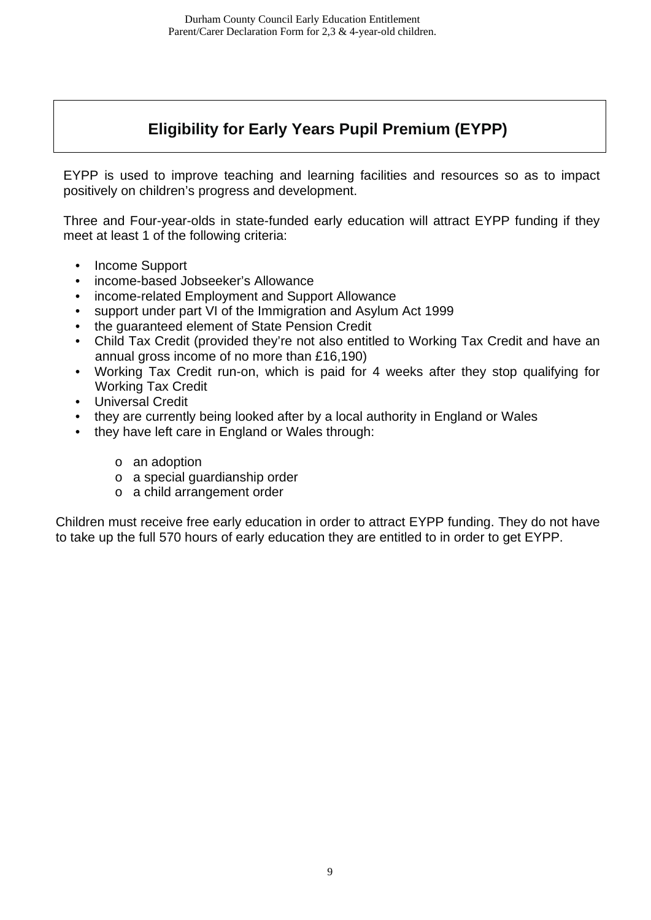# Eligibility for Early Years Pupil Premium (EYPP)

EYPP is used to improve teaching and learning facilities and resources so as to impact positively on children's progress and development.

Three and Four-year-olds in state-funded early education will attract EYPP funding if they meet at least 1 of the following criteria:

- Income Support
- income-based Jobseeker's Allowance
- income-related Employment and Support Allowance
- support under part VI of the Immigration and Asylum Act 1999
- the guaranteed element of State Pension Credit
- Child Tax Credit (provided they're not also entitled to Working Tax Credit and have an annual gross income of no more than £16,190)
- Working Tax Credit run-on, which is paid for 4 weeks after they stop qualifying for Working Tax Credit
- Universal Credit
- they are currently being looked after by a local authority in England or Wales
- they have left care in England or Wales through:
  - an adoption
  - a special guardianship order
  - a child arrangement order

Children must receive free early education in order to attract EYPP funding. They do not have to take up the full 570 hours of early education they are entitled to in order to get EYPP.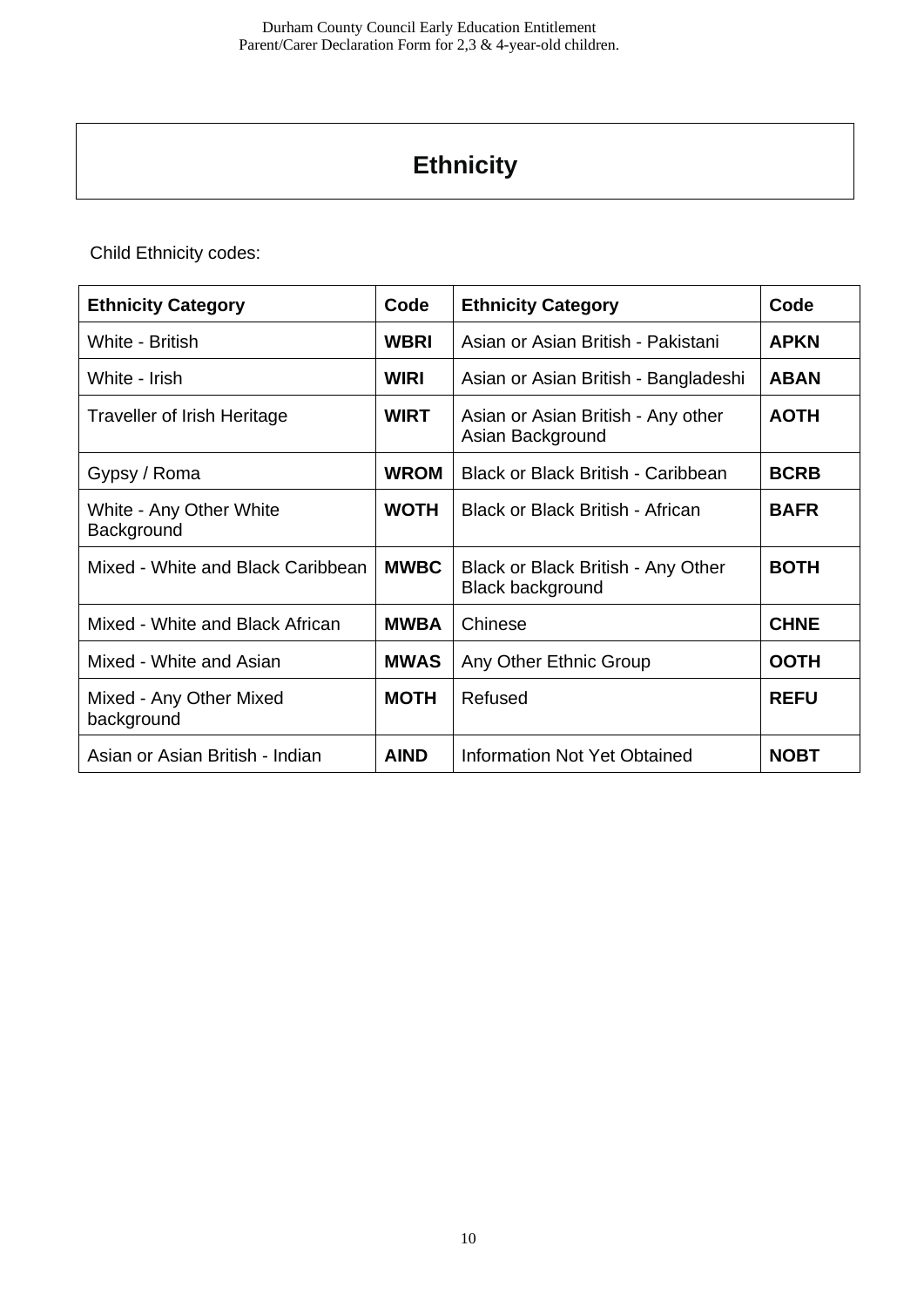# Ethnicity

Child Ethnicity codes:

| Ethnicity Category | Code | Ethnicity Category | Code |
|---|---|---|---|
| White - British | **WBRI** | Asian or Asian British - Pakistani | **APKN** |
| White - Irish | **WIRI** | Asian or Asian British - Bangladeshi | **ABAN** |
| Traveller of Irish Heritage | **WIRT** | Asian or Asian British - Any other Asian Background | **AOTH** |
| Gypsy / Roma | **WROM** | Black or Black British - Caribbean | **BCRB** |
| White - Any Other White Background | **WOTH** | Black or Black British - African | **BAFR** |
| Mixed - White and Black Caribbean | **MWBC** | Black or Black British - Any Other Black background | **BOTH** |
| Mixed - White and Black African | **MWBA** | Chinese | **CHNE** |
| Mixed - White and Asian | **MWAS** | Any Other Ethnic Group | **OOTH** |
| Mixed - Any Other Mixed background | **MOTH** | Refused | **REFU** |
| Asian or Asian British - Indian | **AIND** | Information Not Yet Obtained | **NOBT** |